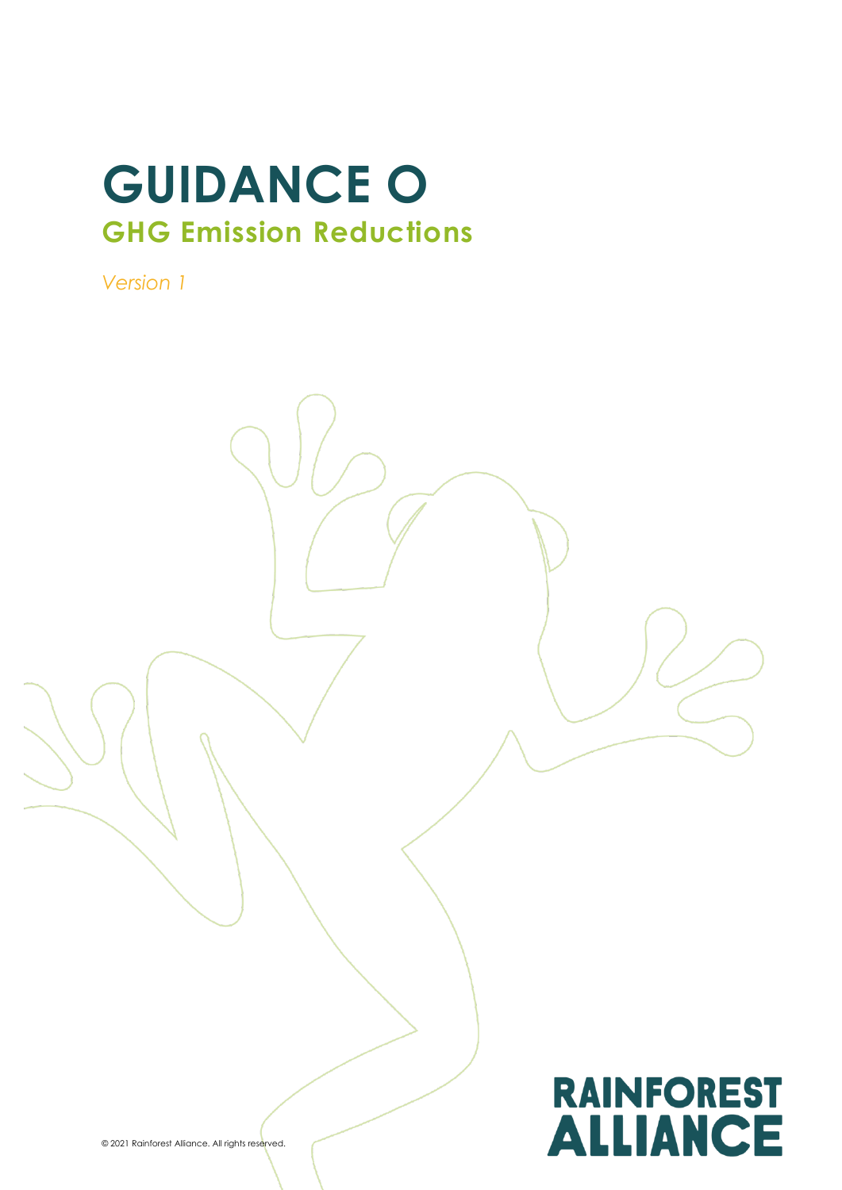# GUIDANCE O

## GHG Emission Reductions

*Version 1*

RAINFOREST ALLIANCE

© 2021 Rainforest Alliance. All rights reserved.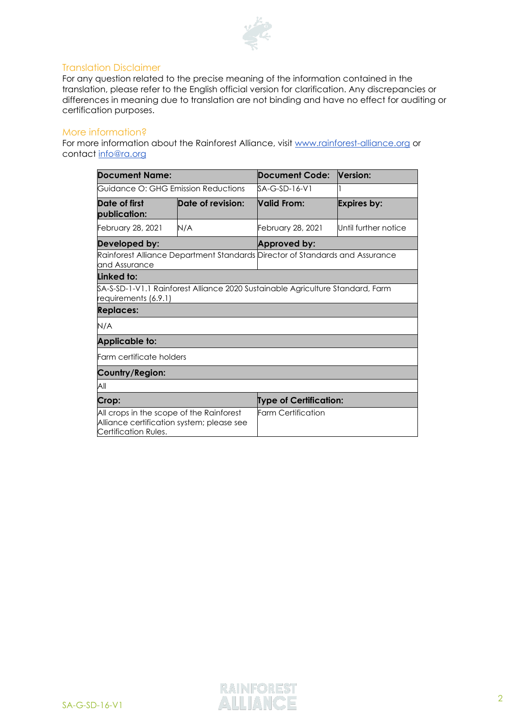## Translation Disclaimer

For any question related to the precise meaning of the information contained in the translation, please refer to the English official version for clarification. Any discrepancies or differences in meaning due to translation are not binding and have no effect for auditing or certification purposes.

## More information?

For more information about the Rainforest Alliance, visit www.rainforest-alliance.org or contact info@ra.org

| **Document Name:** | | **Document Code:** | **Version:** |
|---|---|---|---|
| Guidance O: GHG Emission Reductions | | SA-G-SD-16-V1 | 1 |
| **Date of first publication:** | **Date of revision:** | **Valid From:** | **Expires by:** |
| February 28, 2021 | N/A | February 28, 2021 | Until further notice |
| **Developed by:** | | **Approved by:** | |
| Rainforest Alliance Department Standards and Assurance | | Director of Standards and Assurance | |
| **Linked to:** | | | |
| SA-S-SD-1-V1.1 Rainforest Alliance 2020 Sustainable Agriculture Standard, Farm requirements (6.9.1) | | | |
| **Replaces:** | | | |
| N/A | | | |
| **Applicable to:** | | | |
| Farm certificate holders | | | |
| **Country/Region:** | | | |
| All | | | |
| **Crop:** | | **Type of Certification:** | |
| All crops in the scope of the Rainforest Alliance certification system; please see Certification Rules. | | Farm Certification | |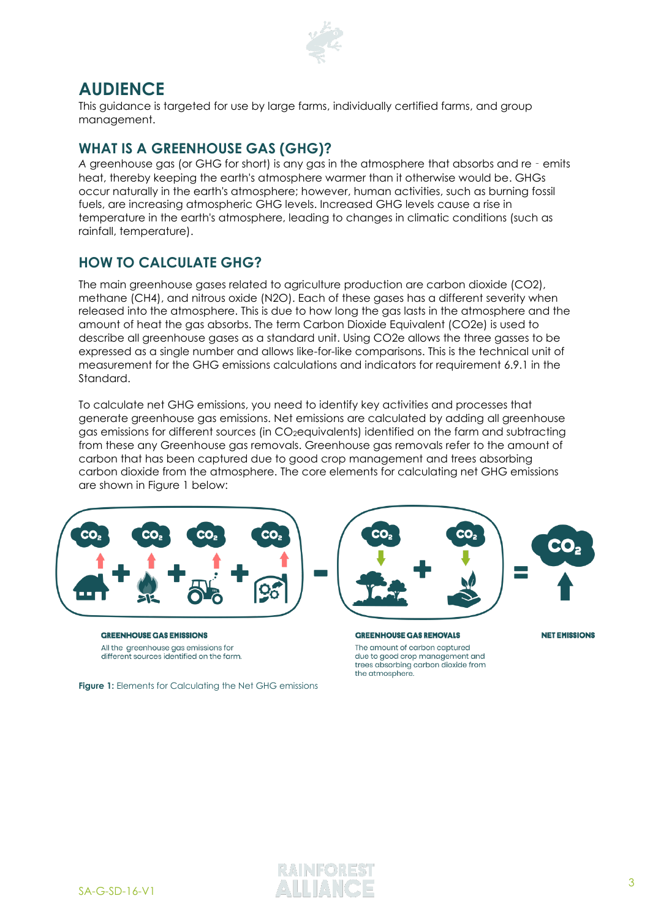## AUDIENCE

This guidance is targeted for use by large farms, individually certified farms, and group management.

### WHAT IS A GREENHOUSE GAS (GHG)?

A greenhouse gas (or GHG for short) is any gas in the atmosphere that absorbs and re‐emits heat, thereby keeping the earth's atmosphere warmer than it otherwise would be. GHGs occur naturally in the earth's atmosphere; however, human activities, such as burning fossil fuels, are increasing atmospheric GHG levels. Increased GHG levels cause a rise in temperature in the earth's atmosphere, leading to changes in climatic conditions (such as rainfall, temperature).

### HOW TO CALCULATE GHG?

The main greenhouse gases related to agriculture production are carbon dioxide ($CO_2$), methane ($CH_4$), and nitrous oxide ($N_2O$). Each of these gases has a different severity when released into the atmosphere. This is due to how long the gas lasts in the atmosphere and the amount of heat the gas absorbs. The term Carbon Dioxide Equivalent ($CO_2e$) is used to describe all greenhouse gases as a standard unit. Using $CO_2e$ allows the three gasses to be expressed as a single number and allows like-for-like comparisons. This is the technical unit of measurement for the GHG emissions calculations and indicators for requirement 6.9.1 in the Standard.

To calculate net GHG emissions, you need to identify key activities and processes that generate greenhouse gas emissions. Net emissions are calculated by adding all greenhouse gas emissions for different sources (in $CO_2$equivalents) identified on the farm and subtracting from these any Greenhouse gas removals. Greenhouse gas removals refer to the amount of carbon that has been captured due to good crop management and trees absorbing carbon dioxide from the atmosphere. The core elements for calculating net GHG emissions are shown in Figure 1 below:

**GREENHOUSE GAS EMISSIONS**
All the greenhouse gas emissions for different sources identified on the farm.

**GREENHOUSE GAS REMOVALS**
The amount of carbon captured due to good crop management and trees absorbing carbon dioxide from the atmosphere.

**NET EMISSIONS**

**Figure 1:** Elements for Calculating the Net GHG emissions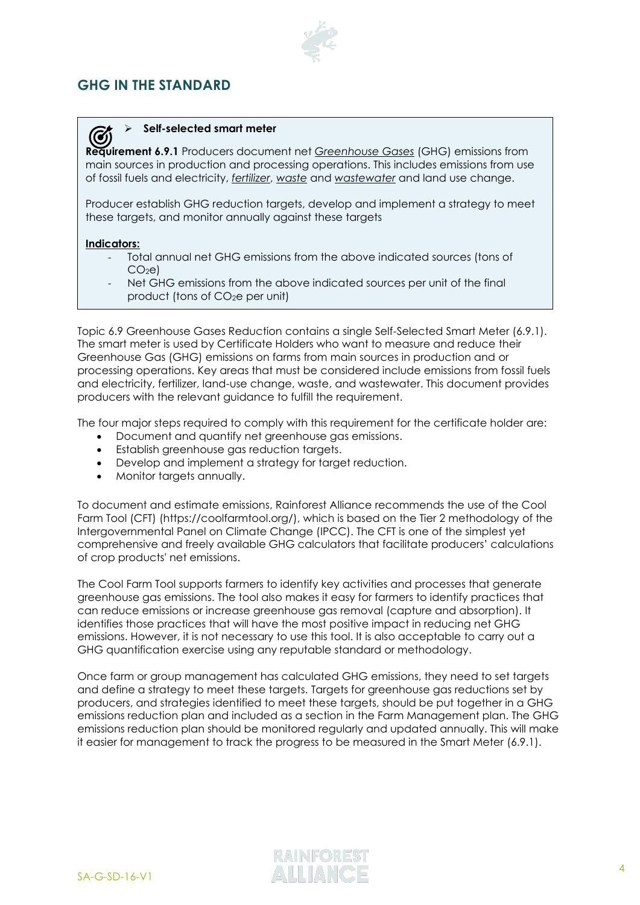## GHG IN THE STANDARD

> - **Self-selected smart meter**
>
> **Requirement 6.9.1** Producers document net *Greenhouse Gases* (GHG) emissions from main sources in production and processing operations. This includes emissions from use of fossil fuels and electricity, *fertilizer*, *waste* and *wastewater* and land use change.
>
> Producer establish GHG reduction targets, develop and implement a strategy to meet these targets, and monitor annually against these targets
>
> **Indicators:**
>
> - Total annual net GHG emissions from the above indicated sources (tons of $CO_2e$)
> - Net GHG emissions from the above indicated sources per unit of the final product (tons of $CO_2e$ per unit)

Topic 6.9 Greenhouse Gases Reduction contains a single Self-Selected Smart Meter (6.9.1). The smart meter is used by Certificate Holders who want to measure and reduce their Greenhouse Gas (GHG) emissions on farms from main sources in production and or processing operations. Key areas that must be considered include emissions from fossil fuels and electricity, fertilizer, land-use change, waste, and wastewater. This document provides producers with the relevant guidance to fulfill the requirement.

The four major steps required to comply with this requirement for the certificate holder are:

- Document and quantify net greenhouse gas emissions.
- Establish greenhouse gas reduction targets.
- Develop and implement a strategy for target reduction.
- Monitor targets annually.

To document and estimate emissions, Rainforest Alliance recommends the use of the Cool Farm Tool (CFT) (https://coolfarmtool.org/), which is based on the Tier 2 methodology of the Intergovernmental Panel on Climate Change (IPCC). The CFT is one of the simplest yet comprehensive and freely available GHG calculators that facilitate producers' calculations of crop products' net emissions.

The Cool Farm Tool supports farmers to identify key activities and processes that generate greenhouse gas emissions. The tool also makes it easy for farmers to identify practices that can reduce emissions or increase greenhouse gas removal (capture and absorption). It identifies those practices that will have the most positive impact in reducing net GHG emissions. However, it is not necessary to use this tool. It is also acceptable to carry out a GHG quantification exercise using any reputable standard or methodology.

Once farm or group management has calculated GHG emissions, they need to set targets and define a strategy to meet these targets. Targets for greenhouse gas reductions set by producers, and strategies identified to meet these targets, should be put together in a GHG emissions reduction plan and included as a section in the Farm Management plan. The GHG emissions reduction plan should be monitored regularly and updated annually. This will make it easier for management to track the progress to be measured in the Smart Meter (6.9.1).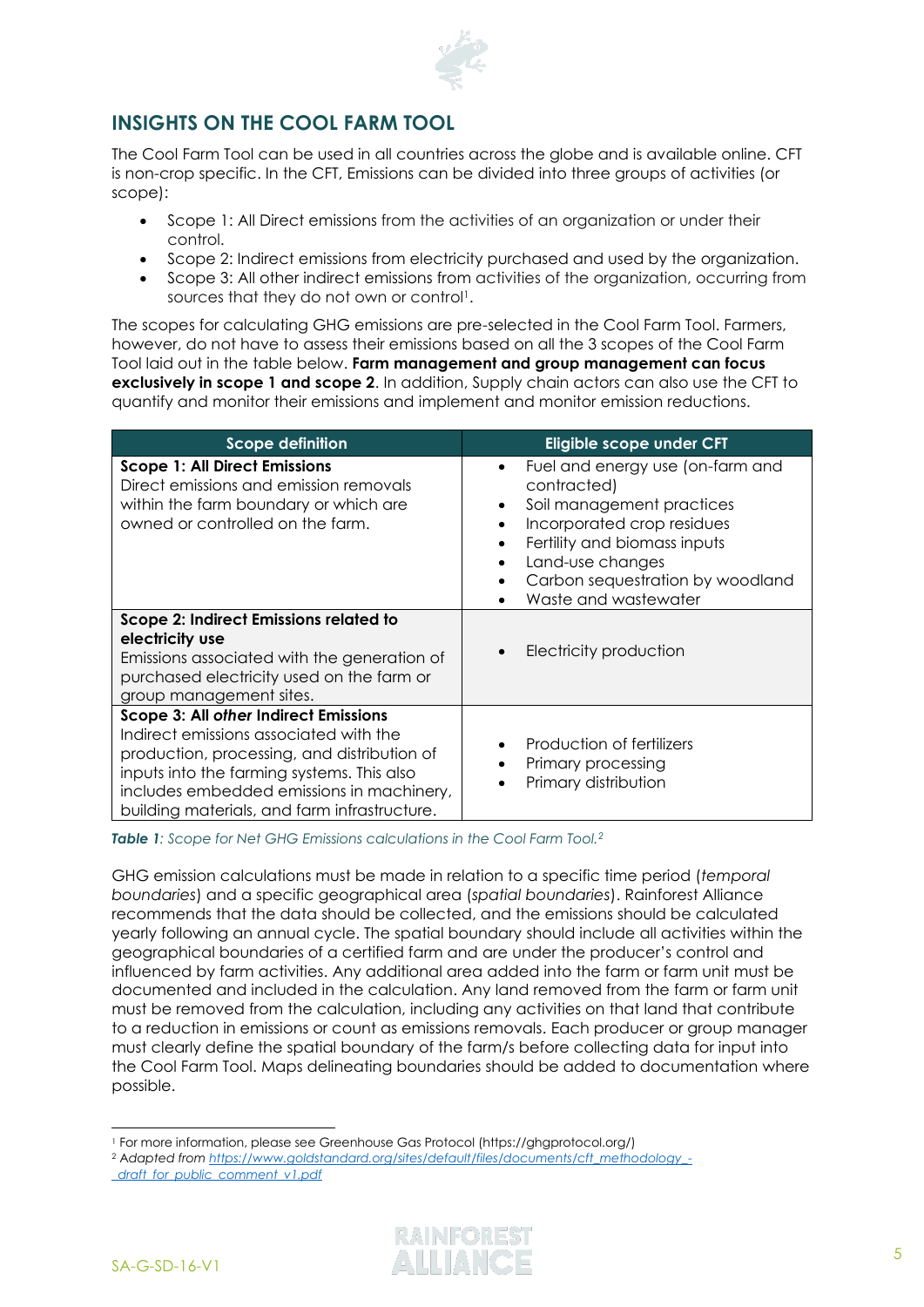## INSIGHTS ON THE COOL FARM TOOL

The Cool Farm Tool can be used in all countries across the globe and is available online. CFT is non-crop specific. In the CFT, Emissions can be divided into three groups of activities (or scope):

- Scope 1: All Direct emissions from the activities of an organization or under their control.
- Scope 2: Indirect emissions from electricity purchased and used by the organization.
- Scope 3: All other indirect emissions from activities of the organization, occurring from sources that they do not own or control[1].

The scopes for calculating GHG emissions are pre-selected in the Cool Farm Tool. Farmers, however, do not have to assess their emissions based on all the 3 scopes of the Cool Farm Tool laid out in the table below. **Farm management and group management can focus exclusively in scope 1 and scope 2**. In addition, Supply chain actors can also use the CFT to quantify and monitor their emissions and implement and monitor emission reductions.

| Scope definition | Eligible scope under CFT |
|---|---|
| **Scope 1: All Direct Emissions**<br>Direct emissions and emission removals within the farm boundary or which are owned or controlled on the farm. | • Fuel and energy use (on-farm and contracted)<br>• Soil management practices<br>• Incorporated crop residues<br>• Fertility and biomass inputs<br>• Land-use changes<br>• Carbon sequestration by woodland<br>• Waste and wastewater |
| **Scope 2: Indirect Emissions related to electricity use**<br>Emissions associated with the generation of purchased electricity used on the farm or group management sites. | • Electricity production |
| **Scope 3: All *other* Indirect Emissions**<br>Indirect emissions associated with the production, processing, and distribution of inputs into the farming systems. This also includes embedded emissions in machinery, building materials, and farm infrastructure. | • Production of fertilizers<br>• Primary processing<br>• Primary distribution |

***Table 1****: Scope for Net GHG Emissions calculations in the Cool Farm Tool.*[2]

GHG emission calculations must be made in relation to a specific time period (*temporal boundaries*) and a specific geographical area (*spatial boundaries*). Rainforest Alliance recommends that the data should be collected, and the emissions should be calculated yearly following an annual cycle. The spatial boundary should include all activities within the geographical boundaries of a certified farm and are under the producer's control and influenced by farm activities. Any additional area added into the farm or farm unit must be documented and included in the calculation. Any land removed from the farm or farm unit must be removed from the calculation, including any activities on that land that contribute to a reduction in emissions or count as emissions removals. Each producer or group manager must clearly define the spatial boundary of the farm/s before collecting data for input into the Cool Farm Tool. Maps delineating boundaries should be added to documentation where possible.

---

[1] For more information, please see Greenhouse Gas Protocol (https://ghgprotocol.org/)

[2] *Adapted from* [https://www.goldstandard.org/sites/default/files/documents/cft_methodology_-_draft_for_public_comment_v1.pdf](https://www.goldstandard.org/sites/default/files/documents/cft_methodology_-_draft_for_public_comment_v1.pdf)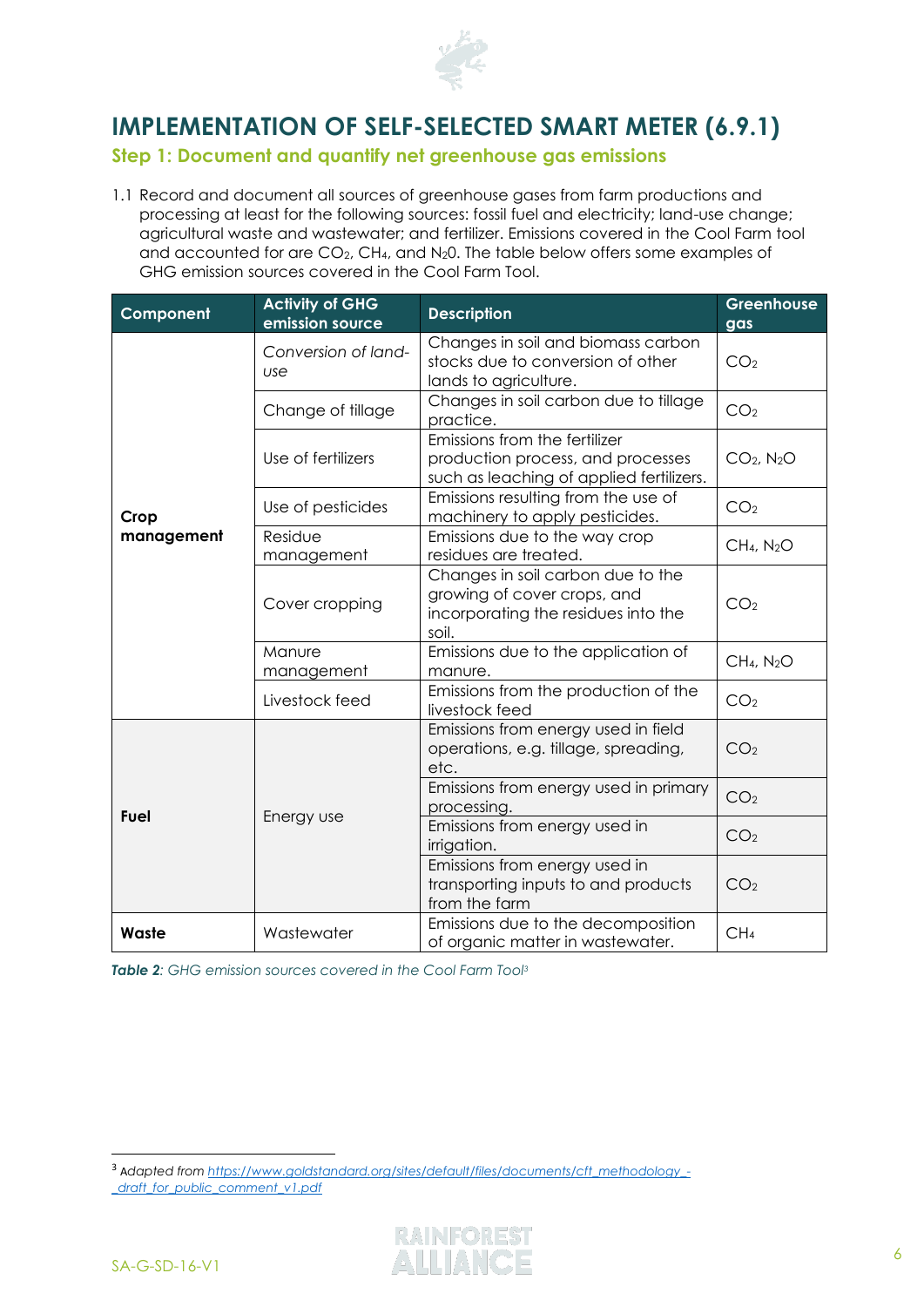# IMPLEMENTATION OF SELF-SELECTED SMART METER (6.9.1)

## Step 1: Document and quantify net greenhouse gas emissions

1.1 Record and document all sources of greenhouse gases from farm productions and processing at least for the following sources: fossil fuel and electricity; land-use change; agricultural waste and wastewater; and fertilizer. Emissions covered in the Cool Farm tool and accounted for are $CO_2$, $CH_4$, and $N_20$. The table below offers some examples of GHG emission sources covered in the Cool Farm Tool.

| Component | Activity of GHG emission source | Description | Greenhouse gas |
|---|---|---|---|
| **Crop management** | *Conversion of land-use* | Changes in soil and biomass carbon stocks due to conversion of other lands to agriculture. | $CO_2$ |
| | Change of tillage | Changes in soil carbon due to tillage practice. | $CO_2$ |
| | Use of fertilizers | Emissions from the fertilizer production process, and processes such as leaching of applied fertilizers. | $CO_2$, $N_2O$ |
| | Use of pesticides | Emissions resulting from the use of machinery to apply pesticides. | $CO_2$ |
| | Residue management | Emissions due to the way crop residues are treated. | $CH_4$, $N_2O$ |
| | Cover cropping | Changes in soil carbon due to the growing of cover crops, and incorporating the residues into the soil. | $CO_2$ |
| | Manure management | Emissions due to the application of manure. | $CH_4$, $N_2O$ |
| | Livestock feed | Emissions from the production of the livestock feed | $CO_2$ |
| **Fuel** | Energy use | Emissions from energy used in field operations, e.g. tillage, spreading, etc. | $CO_2$ |
| | | Emissions from energy used in primary processing. | $CO_2$ |
| | | Emissions from energy used in irrigation. | $CO_2$ |
| | | Emissions from energy used in transporting inputs to and products from the farm | $CO_2$ |
| **Waste** | Wastewater | Emissions due to the decomposition of organic matter in wastewater. | $CH_4$ |

***Table 2**: GHG emission sources covered in the Cool Farm Tool*[3]

[3] *Adapted from* https://www.goldstandard.org/sites/default/files/documents/cft_methodology_-_draft_for_public_comment_v1.pdf

SA-G-SD-16-V1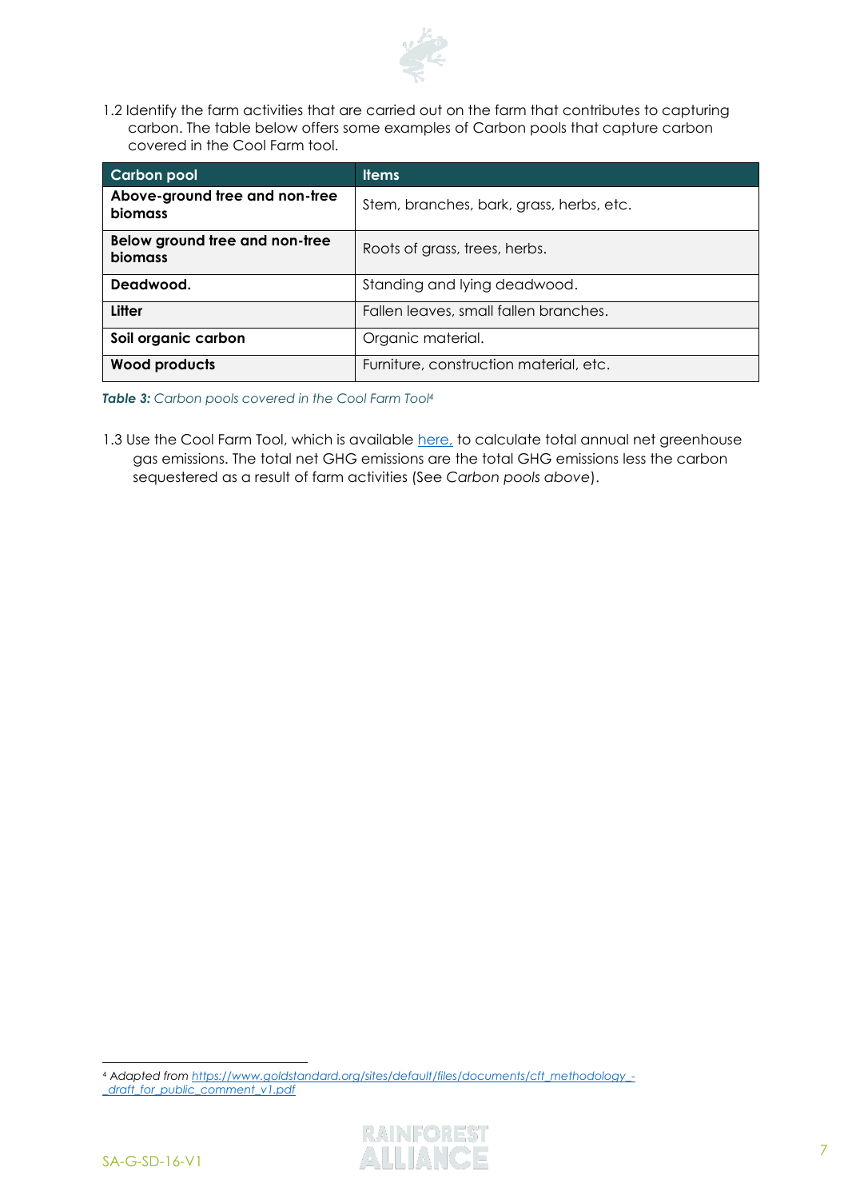1.2 Identify the farm activities that are carried out on the farm that contributes to capturing carbon. The table below offers some examples of Carbon pools that capture carbon covered in the Cool Farm tool.

| Carbon pool | Items |
| --- | --- |
| **Above-ground tree and non-tree biomass** | Stem, branches, bark, grass, herbs, etc. |
| **Below ground tree and non-tree biomass** | Roots of grass, trees, herbs. |
| **Deadwood.** | Standing and lying deadwood. |
| **Litter** | Fallen leaves, small fallen branches. |
| **Soil organic carbon** | Organic material. |
| **Wood products** | Furniture, construction material, etc. |

***Table 3:*** *Carbon pools covered in the Cool Farm Tool*[4]

1.3 Use the Cool Farm Tool, which is available [here,](#) to calculate total annual net greenhouse gas emissions. The total net GHG emissions are the total GHG emissions less the carbon sequestered as a result of farm activities (See *Carbon pools above*).

---

[4] *Adapted from* [https://www.goldstandard.org/sites/default/files/documents/cft_methodology_-_draft_for_public_comment_v1.pdf](https://www.goldstandard.org/sites/default/files/documents/cft_methodology_-_draft_for_public_comment_v1.pdf)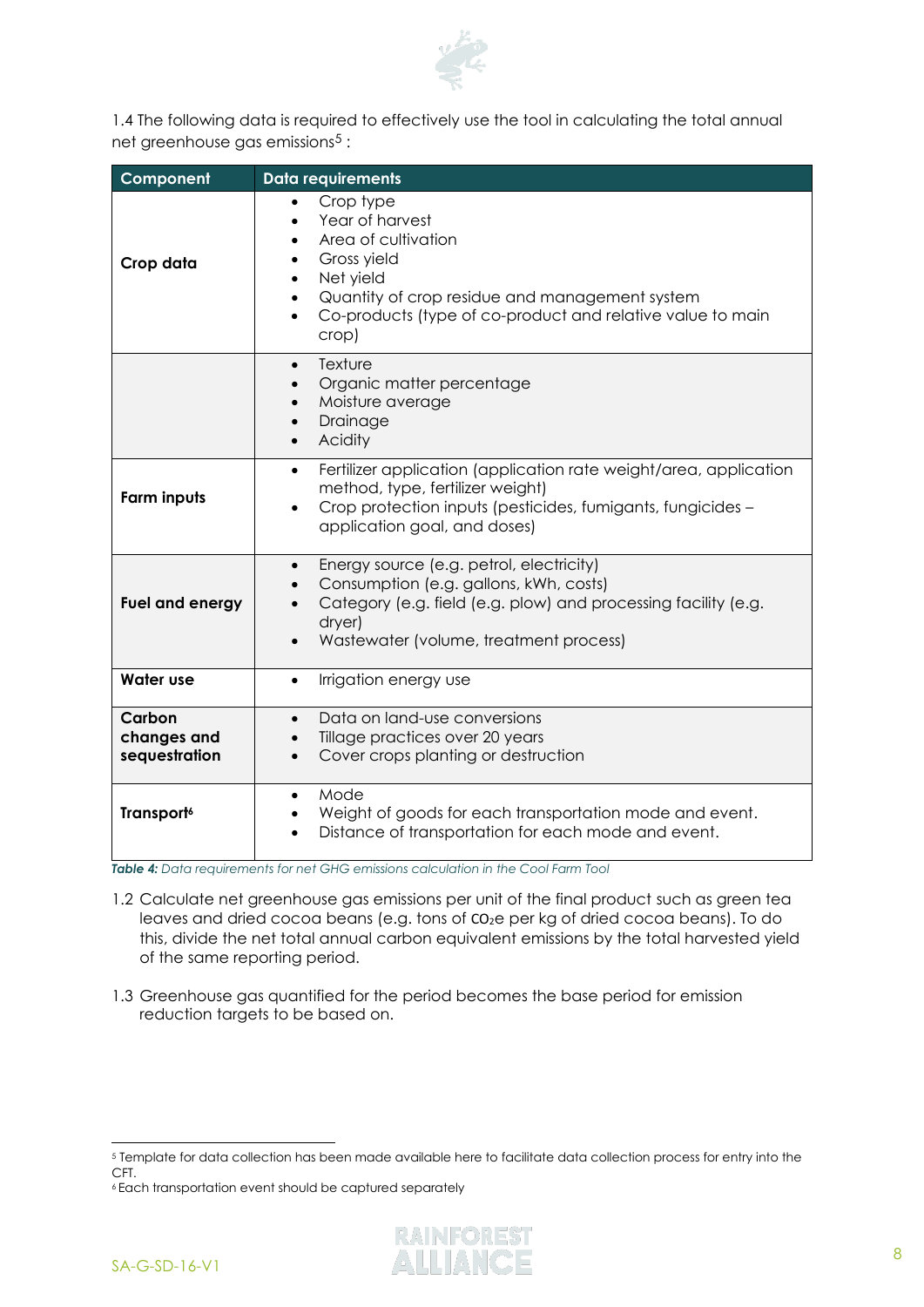1.4 The following data is required to effectively use the tool in calculating the total annual net greenhouse gas emissions[5] :

| Component | Data requirements |
|---|---|
| **Crop data** | • Crop type<br>• Year of harvest<br>• Area of cultivation<br>• Gross yield<br>• Net yield<br>• Quantity of crop residue and management system<br>• Co-products (type of co-product and relative value to main crop) |
| | • Texture<br>• Organic matter percentage<br>• Moisture average<br>• Drainage<br>• Acidity |
| **Farm inputs** | • Fertilizer application (application rate weight/area, application method, type, fertilizer weight)<br>• Crop protection inputs (pesticides, fumigants, fungicides – application goal, and doses) |
| **Fuel and energy** | • Energy source (e.g. petrol, electricity)<br>• Consumption (e.g. gallons, kWh, costs)<br>• Category (e.g. field (e.g. plow) and processing facility (e.g. dryer)<br>• Wastewater (volume, treatment process) |
| **Water use** | • Irrigation energy use |
| **Carbon changes and sequestration** | • Data on land-use conversions<br>• Tillage practices over 20 years<br>• Cover crops planting or destruction |
| **Transport**[6] | • Mode<br>• Weight of goods for each transportation mode and event.<br>• Distance of transportation for each mode and event. |

***Table 4:*** *Data requirements for net GHG emissions calculation in the Cool Farm Tool*

1.2 Calculate net greenhouse gas emissions per unit of the final product such as green tea leaves and dried cocoa beans (e.g. tons of $CO_2$e per kg of dried cocoa beans). To do this, divide the net total annual carbon equivalent emissions by the total harvested yield of the same reporting period.

1.3 Greenhouse gas quantified for the period becomes the base period for emission reduction targets to be based on.

---

[5] Template for data collection has been made available here to facilitate data collection process for entry into the CFT.

[6] Each transportation event should be captured separately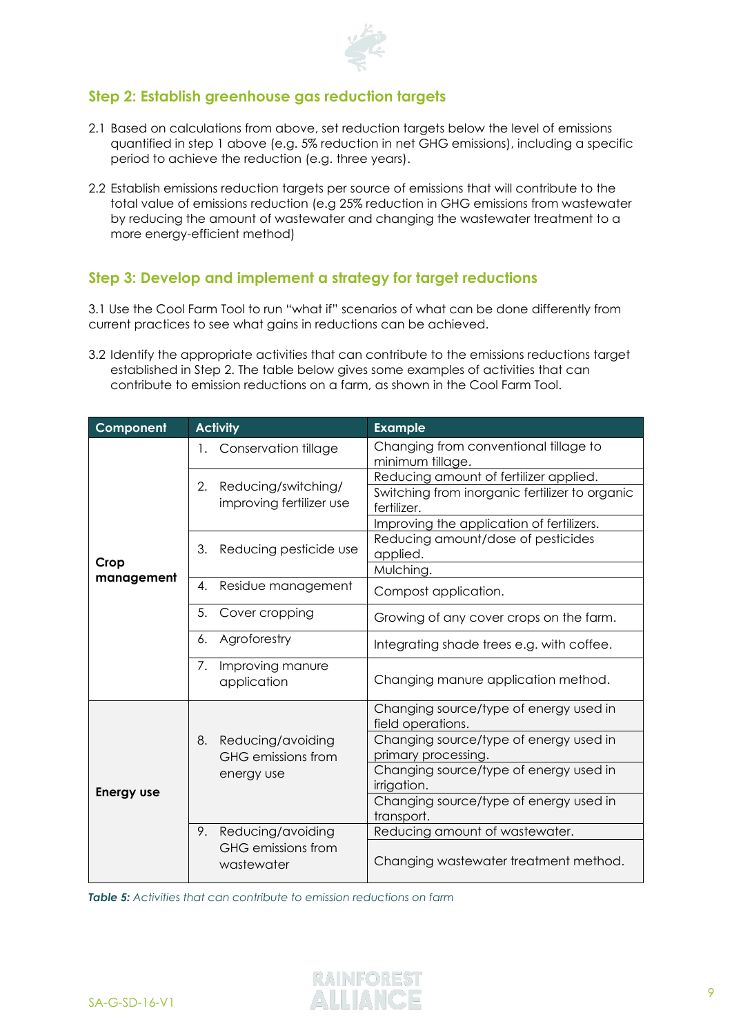## Step 2: Establish greenhouse gas reduction targets

2.1 Based on calculations from above, set reduction targets below the level of emissions quantified in step 1 above (e.g. 5% reduction in net GHG emissions), including a specific period to achieve the reduction (e.g. three years).

2.2 Establish emissions reduction targets per source of emissions that will contribute to the total value of emissions reduction (e.g 25% reduction in GHG emissions from wastewater by reducing the amount of wastewater and changing the wastewater treatment to a more energy-efficient method)

## Step 3: Develop and implement a strategy for target reductions

3.1 Use the Cool Farm Tool to run "what if" scenarios of what can be done differently from current practices to see what gains in reductions can be achieved.

3.2 Identify the appropriate activities that can contribute to the emissions reductions target established in Step 2. The table below gives some examples of activities that can contribute to emission reductions on a farm, as shown in the Cool Farm Tool.

| Component | Activity | Example |
|---|---|---|
| **Crop management** | 1. Conservation tillage | Changing from conventional tillage to minimum tillage. |
| | 2. Reducing/switching/ improving fertilizer use | Reducing amount of fertilizer applied. |
| | | Switching from inorganic fertilizer to organic fertilizer. |
| | | Improving the application of fertilizers. |
| | 3. Reducing pesticide use | Reducing amount/dose of pesticides applied. |
| | | Mulching. |
| | 4. Residue management | Compost application. |
| | 5. Cover cropping | Growing of any cover crops on the farm. |
| | 6. Agroforestry | Integrating shade trees e.g. with coffee. |
| | 7. Improving manure application | Changing manure application method. |
| **Energy use** | 8. Reducing/avoiding GHG emissions from energy use | Changing source/type of energy used in field operations. |
| | | Changing source/type of energy used in primary processing. |
| | | Changing source/type of energy used in irrigation. |
| | | Changing source/type of energy used in transport. |
| | 9. Reducing/avoiding GHG emissions from wastewater | Reducing amount of wastewater. |
| | | Changing wastewater treatment method. |

***Table 5:*** *Activities that can contribute to emission reductions on farm*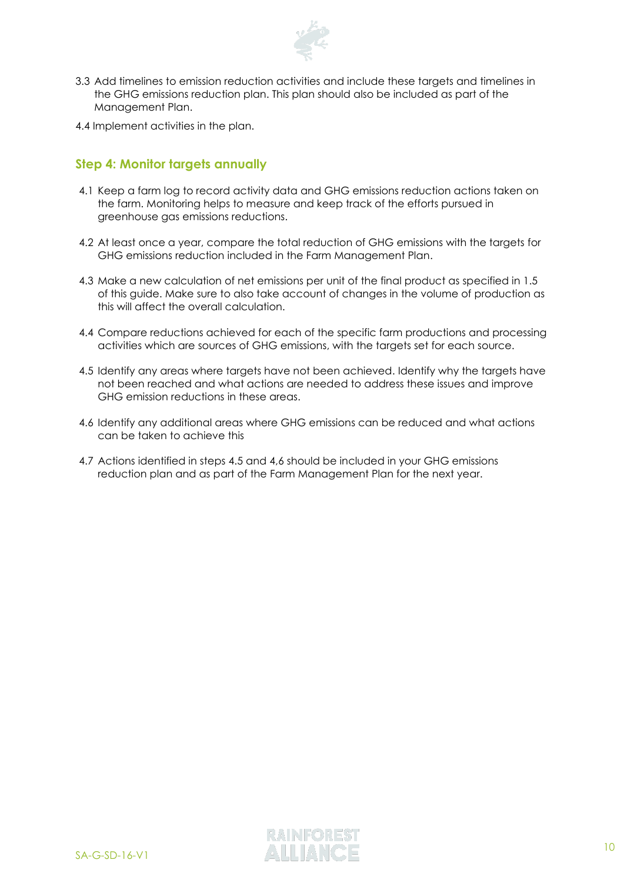3.3 Add timelines to emission reduction activities and include these targets and timelines in the GHG emissions reduction plan. This plan should also be included as part of the Management Plan.

4.4 Implement activities in the plan.

### Step 4: Monitor targets annually

4.1 Keep a farm log to record activity data and GHG emissions reduction actions taken on the farm. Monitoring helps to measure and keep track of the efforts pursued in greenhouse gas emissions reductions.

4.2 At least once a year, compare the total reduction of GHG emissions with the targets for GHG emissions reduction included in the Farm Management Plan.

4.3 Make a new calculation of net emissions per unit of the final product as specified in 1.5 of this guide. Make sure to also take account of changes in the volume of production as this will affect the overall calculation.

4.4 Compare reductions achieved for each of the specific farm productions and processing activities which are sources of GHG emissions, with the targets set for each source.

4.5 Identify any areas where targets have not been achieved. Identify why the targets have not been reached and what actions are needed to address these issues and improve GHG emission reductions in these areas.

4.6 Identify any additional areas where GHG emissions can be reduced and what actions can be taken to achieve this

4.7 Actions identified in steps 4.5 and 4,6 should be included in your GHG emissions reduction plan and as part of the Farm Management Plan for the next year.